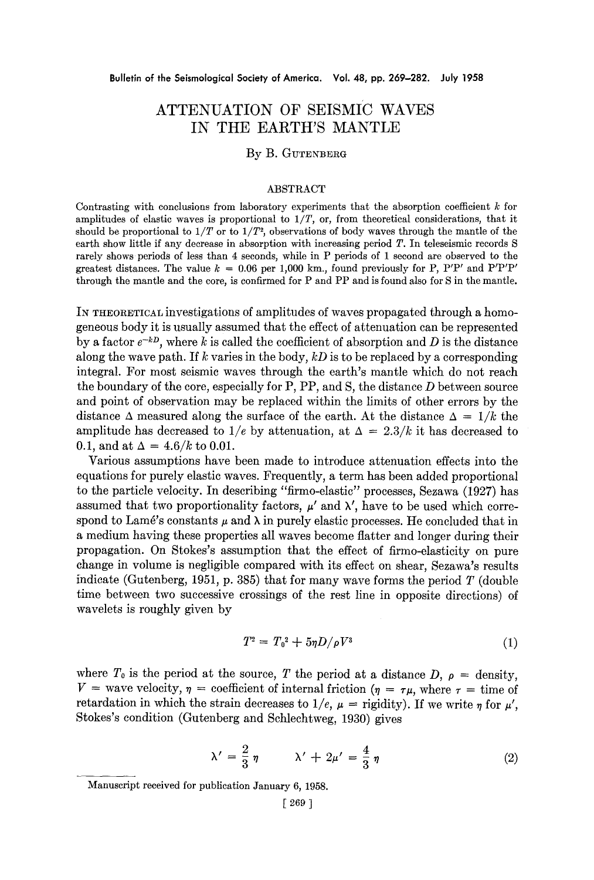# ATTENUATION OF SEISMIC WAVES IN THE EARTH'S MANTLE

By B. Gutenberg

## ABSTRACT

Contrasting with conclusions from laboratory experiments that the absorption coefficient $k$ for amplitudes of elastic waves is proportional to $1/T$, or, from theoretical considerations, that it should be proportional to $1/T$ or to $1/T^2$, observations of body waves through the mantle of the earth show little if any decrease in absorption with increasing period $T$. In teleseismic records S rarely shows periods of less than 4 seconds, while in P periods of 1 second are observed to the greatest distances. The value $k = 0.06$ per 1,000 km., found previously for P, P'P' and P'P'P' through the mantle and the core, is confirmed for P and PP and is found also for S in the mantle.

In theoretical investigations of amplitudes of waves propagated through a homogeneous body it is usually assumed that the effect of attenuation can be represented by a factor $e^{-kD}$, where $k$ is called the coefficient of absorption and $D$ is the distance along the wave path. If $k$ varies in the body, $kD$ is to be replaced by a corresponding integral. For most seismic waves through the earth's mantle which do not reach the boundary of the core, especially for P, PP, and S, the distance $D$ between source and point of observation may be replaced within the limits of other errors by the distance $\Delta$ measured along the surface of the earth. At the distance $\Delta = 1/k$ the amplitude has decreased to $1/e$ by attenuation, at $\Delta = 2.3/k$ it has decreased to 0.1, and at $\Delta = 4.6/k$ to 0.01.

Various assumptions have been made to introduce attenuation effects into the equations for purely elastic waves. Frequently, a term has been added proportional to the particle velocity. In describing "firmo-elastic" processes, Sezawa (1927) has assumed that two proportionality factors, $\mu'$ and $\lambda'$, have to be used which correspond to Lamé's constants $\mu$ and $\lambda$ in purely elastic processes. He concluded that in a medium having these properties all waves become flatter and longer during their propagation. On Stokes's assumption that the effect of firmo-elasticity on pure change in volume is negligible compared with its effect on shear, Sezawa's results indicate (Gutenberg, 1951, p. 385) that for many wave forms the period $T$ (double time between two successive crossings of the rest line in opposite directions) of wavelets is roughly given by

$$T^2 = T_0^2 + 5\eta D/\rho V^3 \tag{1}$$

where $T_0$ is the period at the source, $T$ the period at a distance $D$, $\rho$ = density, $V$ = wave velocity, $\eta$ = coefficient of internal friction ($\eta = \tau\mu$, where $\tau$ = time of retardation in which the strain decreases to $1/e$, $\mu$ = rigidity). If we write $\eta$ for $\mu'$, Stokes's condition (Gutenberg and Schlechtweg, 1930) gives

$$\lambda' = \frac{2}{3}\eta \qquad \lambda' + 2\mu' = \frac{4}{3}\eta \tag{2}$$

Manuscript received for publication January 6, 1958.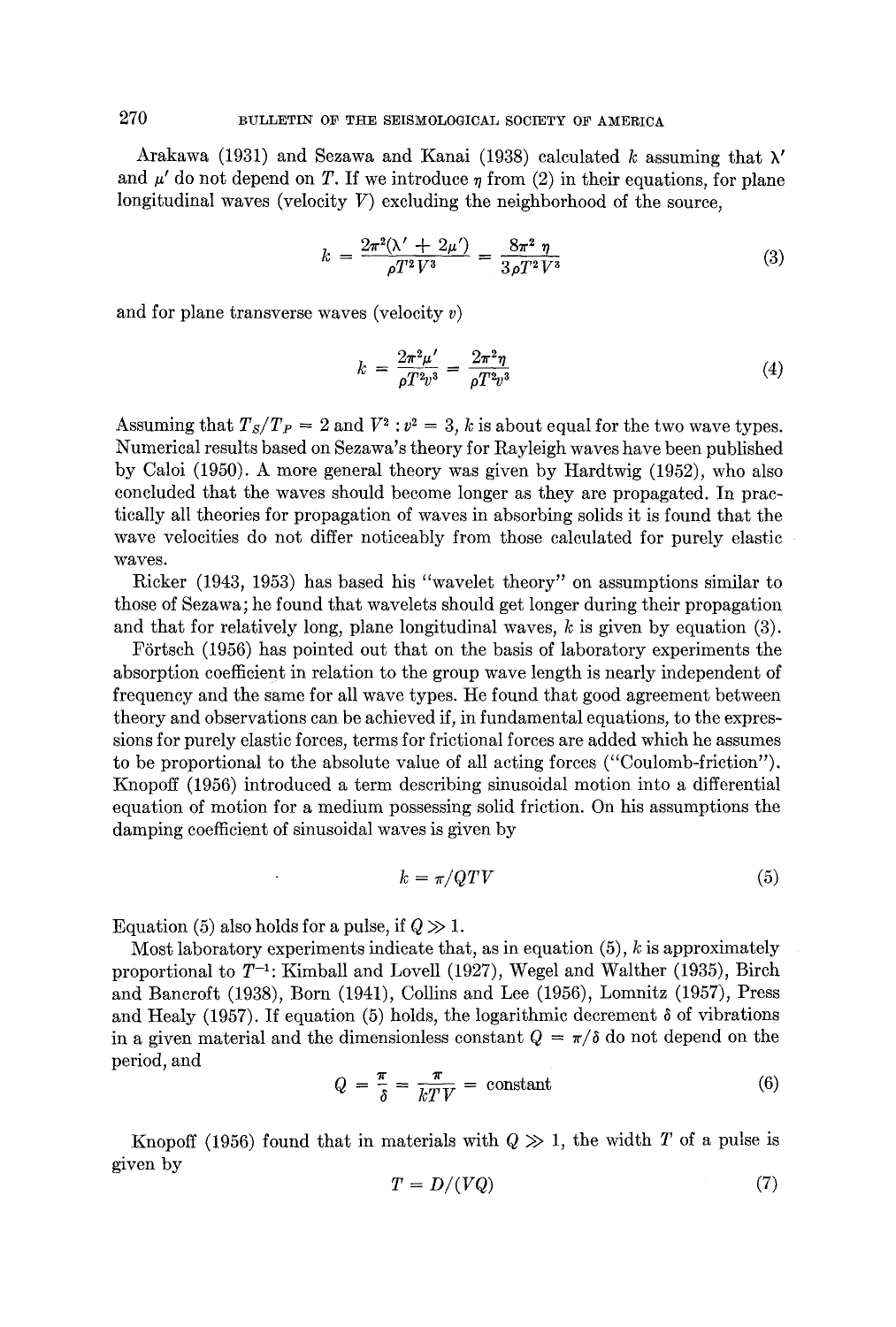Arakawa (1931) and Sezawa and Kanai (1938) calculated $k$ assuming that $\lambda'$ and $\mu'$ do not depend on $T$. If we introduce $\eta$ from (2) in their equations, for plane longitudinal waves (velocity $V$) excluding the neighborhood of the source,

$$k = \frac{2\pi^2(\lambda' + 2\mu')}{\rho T^2 V^3} = \frac{8\pi^2 \eta}{3\rho T^2 V^3} \tag{3}$$

and for plane transverse waves (velocity $v$)

$$k = \frac{2\pi^2 \mu'}{\rho T^2 v^3} = \frac{2\pi^2 \eta}{\rho T^2 v^3} \tag{4}$$

Assuming that $T_S/T_P = 2$ and $V^2 : v^2 = 3$, $k$ is about equal for the two wave types. Numerical results based on Sezawa's theory for Rayleigh waves have been published by Caloi (1950). A more general theory was given by Hardtwig (1952), who also concluded that the waves should become longer as they are propagated. In practically all theories for propagation of waves in absorbing solids it is found that the wave velocities do not differ noticeably from those calculated for purely elastic waves.

Ricker (1943, 1953) has based his "wavelet theory" on assumptions similar to those of Sezawa; he found that wavelets should get longer during their propagation and that for relatively long, plane longitudinal waves, $k$ is given by equation (3).

Förtsch (1956) has pointed out that on the basis of laboratory experiments the absorption coefficient in relation to the group wave length is nearly independent of frequency and the same for all wave types. He found that good agreement between theory and observations can be achieved if, in fundamental equations, to the expressions for purely elastic forces, terms for frictional forces are added which he assumes to be proportional to the absolute value of all acting forces ("Coulomb-friction"). Knopoff (1956) introduced a term describing sinusoidal motion into a differential equation of motion for a medium possessing solid friction. On his assumptions the damping coefficient of sinusoidal waves is given by

$$k = \pi / QTV \tag{5}$$

Equation (5) also holds for a pulse, if $Q \gg 1$.

Most laboratory experiments indicate that, as in equation (5), $k$ is approximately proportional to $T^{-1}$: Kimball and Lovell (1927), Wegel and Walther (1935), Birch and Bancroft (1938), Born (1941), Collins and Lee (1956), Lomnitz (1957), Press and Healy (1957). If equation (5) holds, the logarithmic decrement $\delta$ of vibrations in a given material and the dimensionless constant $Q = \pi/\delta$ do not depend on the period, and

$$Q = \frac{\pi}{\delta} = \frac{\pi}{kTV} = \text{constant} \tag{6}$$

Knopoff (1956) found that in materials with $Q \gg 1$, the width $T$ of a pulse is given by

$$T = D/(VQ) \tag{7}$$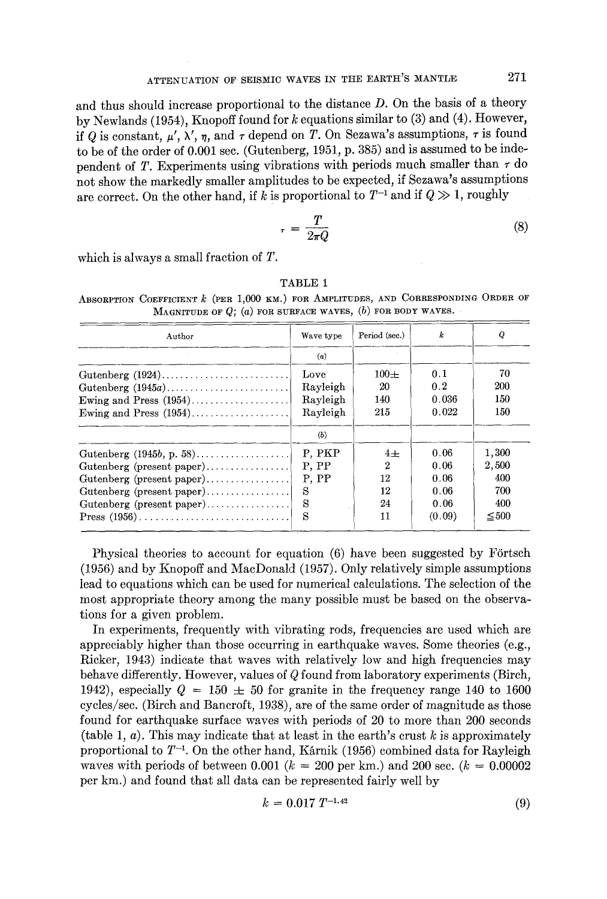and thus should increase proportional to the distance $D$. On the basis of a theory by Newlands (1954), Knopoff found for $k$ equations similar to (3) and (4). However, if $Q$ is constant, $\mu'$, $\lambda'$, $\eta$, and $\tau$ depend on $T$. On Sezawa's assumptions, $\tau$ is found to be of the order of 0.001 sec. (Gutenberg, 1951, p. 385) and is assumed to be independent of $T$. Experiments using vibrations with periods much smaller than $\tau$ do not show the markedly smaller amplitudes to be expected, if Sezawa's assumptions are correct. On the other hand, if $k$ is proportional to $T^{-1}$ and if $Q \gg 1$, roughly

$$\tau = \frac{T}{2\pi Q} \tag{8}$$

which is always a small fraction of $T$.

TABLE 1

ABSORPTION COEFFICIENT $k$ (PER 1,000 KM.) FOR AMPLITUDES, AND CORRESPONDING ORDER OF MAGNITUDE OF $Q$; (a) FOR SURFACE WAVES, (b) FOR BODY WAVES.

| Author | Wave type | Period (sec.) | $k$ | $Q$ |
|---|---|---|---|---|
| | (a) | | | |
| Gutenberg (1924) | Love | 100± | 0.1 | 70 |
| Gutenberg (1945a) | Rayleigh | 20 | 0.2 | 200 |
| Ewing and Press (1954) | Rayleigh | 140 | 0.036 | 150 |
| Ewing and Press (1954) | Rayleigh | 215 | 0.022 | 150 |
| | (b) | | | |
| Gutenberg (1945b, p. 58) | P, PKP | 4± | 0.06 | 1,300 |
| Gutenberg (present paper) | P, PP | 2 | 0.06 | 2,500 |
| Gutenberg (present paper) | P, PP | 12 | 0.06 | 400 |
| Gutenberg (present paper) | S | 12 | 0.06 | 700 |
| Gutenberg (present paper) | S | 24 | 0.06 | 400 |
| Press (1956) | S | 11 | (0.09) | ≦500 |

Physical theories to account for equation (6) have been suggested by Förtsch (1956) and by Knopoff and MacDonald (1957). Only relatively simple assumptions lead to equations which can be used for numerical calculations. The selection of the most appropriate theory among the many possible must be based on the observations for a given problem.

In experiments, frequently with vibrating rods, frequencies are used which are appreciably higher than those occurring in earthquake waves. Some theories (e.g., Ricker, 1943) indicate that waves with relatively low and high frequencies may behave differently. However, values of $Q$ found from laboratory experiments (Birch, 1942), especially $Q = 150 \pm 50$ for granite in the frequency range 140 to 1600 cycles/sec. (Birch and Bancroft, 1938), are of the same order of magnitude as those found for earthquake surface waves with periods of 20 to more than 200 seconds (table 1, a). This may indicate that at least in the earth's crust $k$ is approximately proportional to $T^{-1}$. On the other hand, Kárnik (1956) combined data for Rayleigh waves with periods of between 0.001 ($k = 200$ per km.) and 200 sec. ($k = 0.00002$ per km.) and found that all data can be represented fairly well by

$$k = 0.017\, T^{-1.42} \tag{9}$$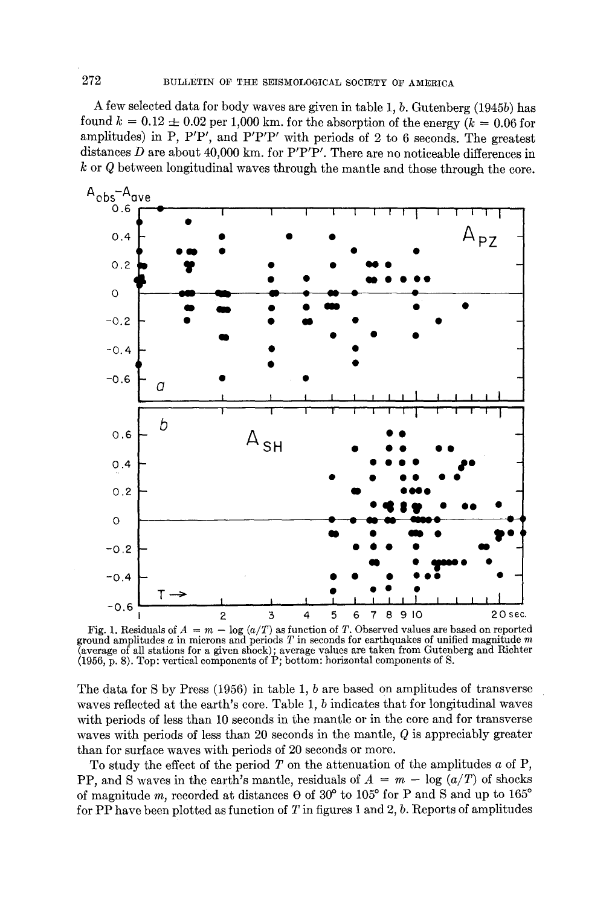A few selected data for body waves are given in table 1, *b*. Gutenberg (1945*b*) has found $k = 0.12 \pm 0.02$ per 1,000 km. for the absorption of the energy ($k = 0.06$ for amplitudes) in P, P′P′, and P′P′P′ with periods of 2 to 6 seconds. The greatest distances $D$ are about 40,000 km. for P′P′P′. There are no noticeable differences in $k$ or $Q$ between longitudinal waves through the mantle and those through the core.

Fig. 1. Residuals of $A = m - \log (a/T)$ as function of $T$. Observed values are based on reported ground amplitudes $a$ in microns and periods $T$ in seconds for earthquakes of unified magnitude $m$ (average of all stations for a given shock); average values are taken from Gutenberg and Richter (1956, p. 8). Top: vertical components of P; bottom: horizontal components of S.

The data for S by Press (1956) in table 1, *b* are based on amplitudes of transverse waves reflected at the earth's core. Table 1, *b* indicates that for longitudinal waves with periods of less than 10 seconds in the mantle or in the core and for transverse waves with periods of less than 20 seconds in the mantle, $Q$ is appreciably greater than for surface waves with periods of 20 seconds or more.

To study the effect of the period $T$ on the attenuation of the amplitudes $a$ of P, PP, and S waves in the earth's mantle, residuals of $A = m - \log (a/T)$ of shocks of magnitude $m$, recorded at distances $\Theta$ of 30° to 105° for P and S and up to 165° for PP have been plotted as function of $T$ in figures 1 and 2, *b*. Reports of amplitudes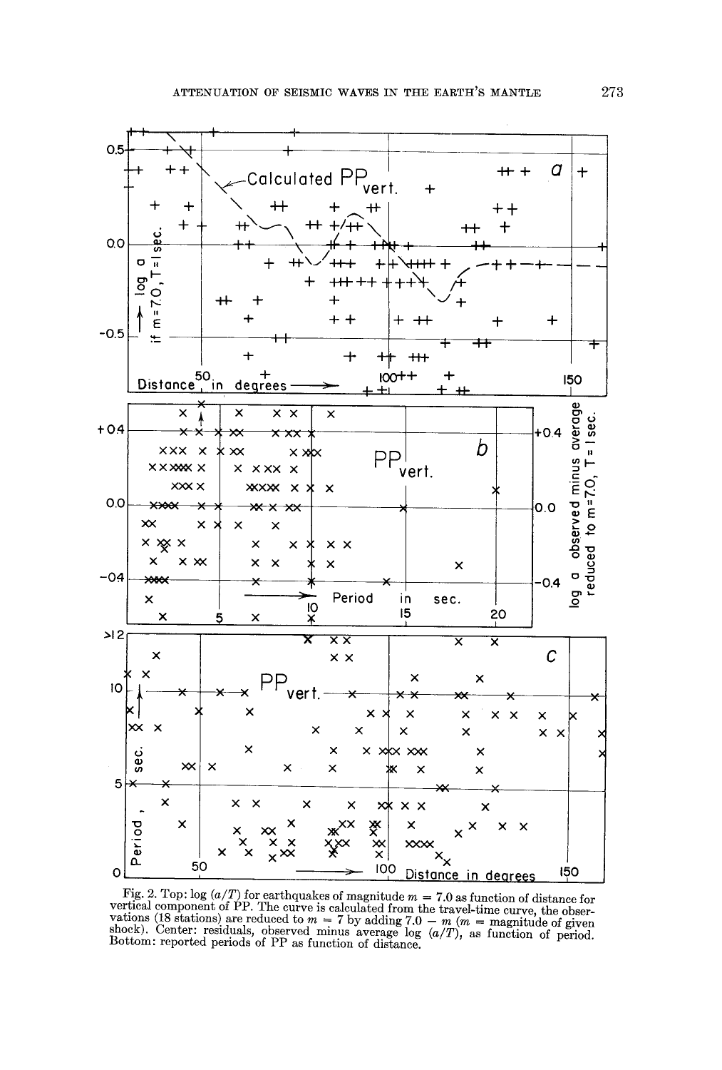Fig. 2. Top: log $(a/T)$ for earthquakes of magnitude $m = 7.0$ as function of distance for vertical component of PP. The curve is calculated from the travel-time curve, the observations (18 stations) are reduced to $m = 7$ by adding $7.0 - m$ ($m$ = magnitude of given shock). Center: residuals, observed minus average log $(a/T)$, as function of period. Bottom: reported periods of PP as function of distance.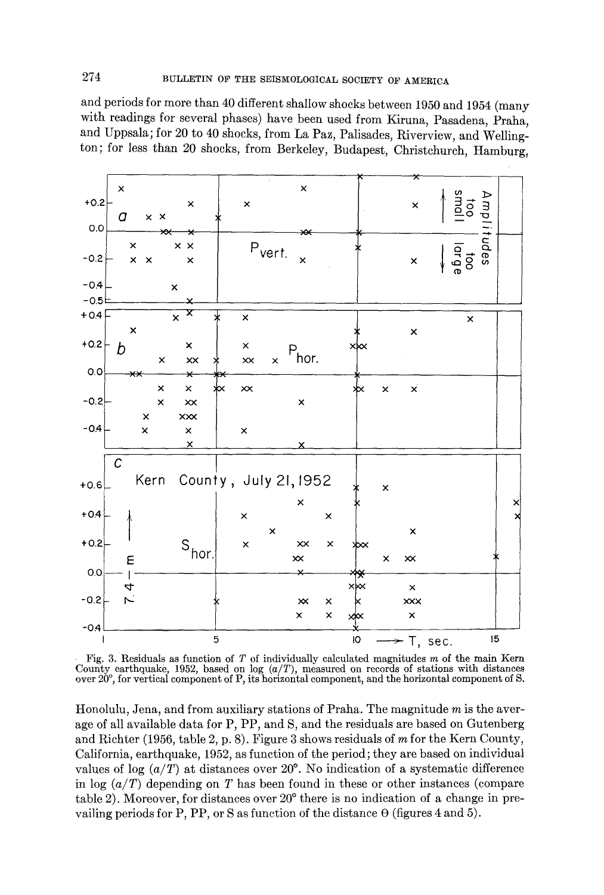and periods for more than 40 different shallow shocks between 1950 and 1954 (many with readings for several phases) have been used from Kiruna, Pasadena, Praha, and Uppsala; for 20 to 40 shocks, from La Paz, Palisades, Riverview, and Wellington; for less than 20 shocks, from Berkeley, Budapest, Christchurch, Hamburg,

Fig. 3. Residuals as function of $T$ of individually calculated magnitudes $m$ of the main Kern County earthquake, 1952, based on log $(a/T)$, measured on records of stations with distances over 20°, for vertical component of P, its horizontal component, and the horizontal component of S.

Honolulu, Jena, and from auxiliary stations of Praha. The magnitude $m$ is the average of all available data for P, PP, and S, and the residuals are based on Gutenberg and Richter (1956, table 2, p. 8). Figure 3 shows residuals of $m$ for the Kern County, California, earthquake, 1952, as function of the period; they are based on individual values of log $(a/T)$ at distances over 20°. No indication of a systematic difference in log $(a/T)$ depending on $T$ has been found in these or other instances (compare table 2). Moreover, for distances over 20° there is no indication of a change in prevailing periods for P, PP, or S as function of the distance $\Theta$ (figures 4 and 5).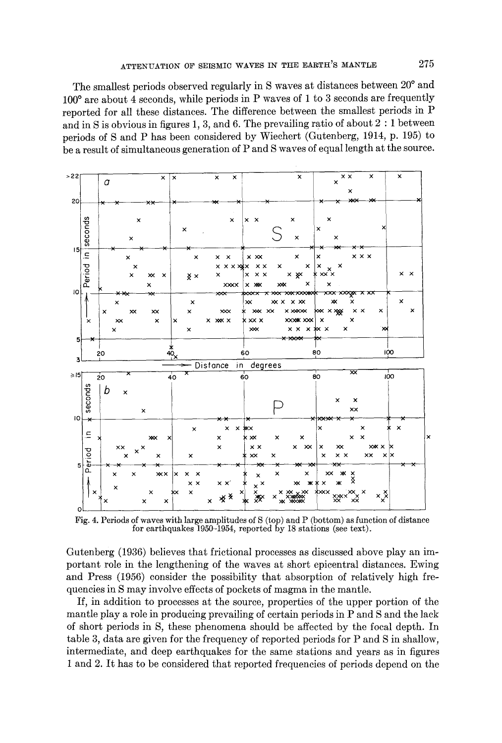The smallest periods observed regularly in S waves at distances between 20° and 100° are about 4 seconds, while periods in P waves of 1 to 3 seconds are frequently reported for all these distances. The difference between the smallest periods in P and in S is obvious in figures 1, 3, and 6. The prevailing ratio of about 2 : 1 between periods of S and P has been considered by Wiechert (Gutenberg, 1914, p. 195) to be a result of simultaneous generation of P and S waves of equal length at the source.

Fig. 4. Periods of waves with large amplitudes of S (top) and P (bottom) as function of distance for earthquakes 1950–1954, reported by 18 stations (see text).

Gutenberg (1936) believes that frictional processes as discussed above play an important role in the lengthening of the waves at short epicentral distances. Ewing and Press (1956) consider the possibility that absorption of relatively high frequencies in S may involve effects of pockets of magma in the mantle.

If, in addition to processes at the source, properties of the upper portion of the mantle play a role in producing prevailing of certain periods in P and S and the lack of short periods in S, these phenomena should be affected by the focal depth. In table 3, data are given for the frequency of reported periods for P and S in shallow, intermediate, and deep earthquakes for the same stations and years as in figures 1 and 2. It has to be considered that reported frequencies of periods depend on the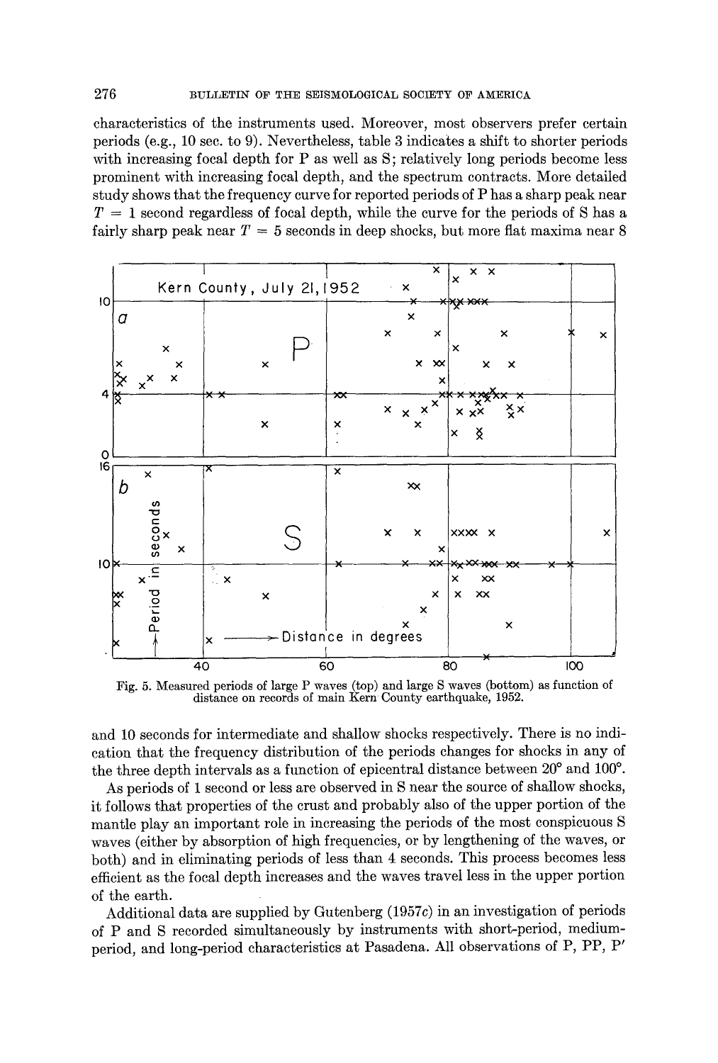characteristics of the instruments used. Moreover, most observers prefer certain periods (e.g., 10 sec. to 9). Nevertheless, table 3 indicates a shift to shorter periods with increasing focal depth for P as well as S; relatively long periods become less prominent with increasing focal depth, and the spectrum contracts. More detailed study shows that the frequency curve for reported periods of P has a sharp peak near $T = 1$ second regardless of focal depth, while the curve for the periods of S has a fairly sharp peak near $T = 5$ seconds in deep shocks, but more flat maxima near 8

Fig. 5. Measured periods of large P waves (top) and large S waves (bottom) as function of distance on records of main Kern County earthquake, 1952.

and 10 seconds for intermediate and shallow shocks respectively. There is no indication that the frequency distribution of the periods changes for shocks in any of the three depth intervals as a function of epicentral distance between 20° and 100°.

As periods of 1 second or less are observed in S near the source of shallow shocks, it follows that properties of the crust and probably also of the upper portion of the mantle play an important role in increasing the periods of the most conspicuous S waves (either by absorption of high frequencies, or by lengthening of the waves, or both) and in eliminating periods of less than 4 seconds. This process becomes less efficient as the focal depth increases and the waves travel less in the upper portion of the earth.

Additional data are supplied by Gutenberg (1957c) in an investigation of periods of P and S recorded simultaneously by instruments with short-period, medium-period, and long-period characteristics at Pasadena. All observations of P, PP, P′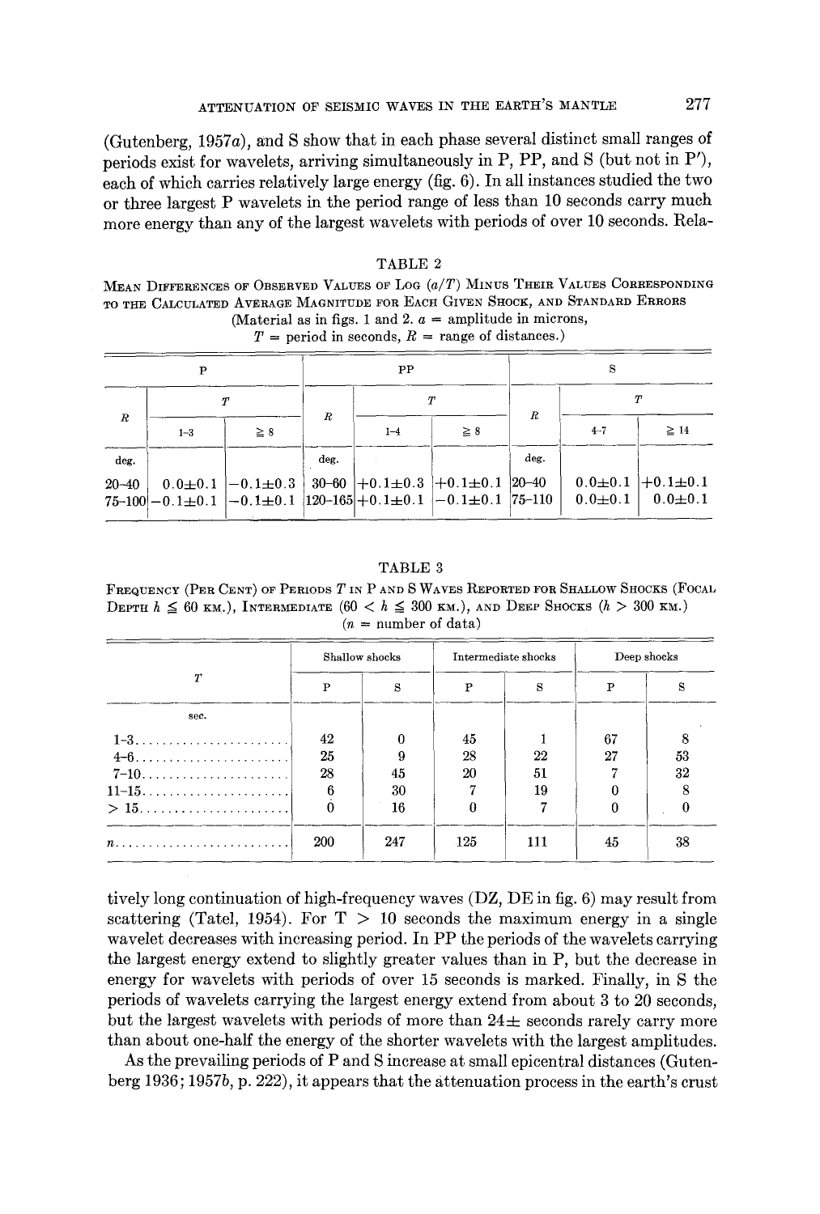(Gutenberg, 1957a), and S show that in each phase several distinct small ranges of periods exist for wavelets, arriving simultaneously in P, PP, and S (but not in P′), each of which carries relatively large energy (fig. 6). In all instances studied the two or three largest P wavelets in the period range of less than 10 seconds carry much more energy than any of the largest wavelets with periods of over 10 seconds. Relatively long continuation of high-frequency waves (DZ, DE in fig. 6) may result from scattering (Tatel, 1954). For T > 10 seconds the maximum energy in a single wavelet decreases with increasing period. In PP the periods of the wavelets carrying the largest energy extend to slightly greater values than in P, but the decrease in energy for wavelets with periods of over 15 seconds is marked. Finally, in S the periods of wavelets carrying the largest energy extend from about 3 to 20 seconds, but the largest wavelets with periods of more than 24± seconds rarely carry more than about one-half the energy of the shorter wavelets with the largest amplitudes.

TABLE 2

MEAN DIFFERENCES OF OBSERVED VALUES OF LOG $(a/T)$ MINUS THEIR VALUES CORRESPONDING TO THE CALCULATED AVERAGE MAGNITUDE FOR EACH GIVEN SHOCK, AND STANDARD ERRORS

(Material as in figs. 1 and 2. $a$ = amplitude in microns, $T$ = period in seconds, $R$ = range of distances.)

| P | | | PP | | | S | | |
|---|---|---|---|---|---|---|---|---|
| $R$ | $T$ | | $R$ | $T$ | | $R$ | $T$ | |
| | 1–3 | ≧ 8 | | 1–4 | ≧ 8 | | 4–7 | ≧ 14 |
| deg. | | | deg. | | | deg. | | |
| 20–40 | 0.0±0.1 | −0.1±0.3 | 30–60 | +0.1±0.3 | +0.1±0.1 | 20–40 | 0.0±0.1 | +0.1±0.1 |
| 75–100 | −0.1±0.1 | −0.1±0.1 | 120–165 | +0.1±0.1 | −0.1±0.1 | 75–110 | 0.0±0.1 | 0.0±0.1 |

TABLE 3

FREQUENCY (PER CENT) OF PERIODS $T$ IN P AND S WAVES REPORTED FOR SHALLOW SHOCKS (FOCAL DEPTH $h \leqq 60$ KM.), INTERMEDIATE ($60 < h \leqq 300$ KM.), AND DEEP SHOCKS ($h > 300$ KM.)

($n$ = number of data)

| $T$ | Shallow shocks | | Intermediate shocks | | Deep shocks | |
|---|---|---|---|---|---|---|
| | P | S | P | S | P | S |
| sec. | | | | | | |
| 1–3 | 42 | 0 | 45 | 1 | 67 | 8 |
| 4–6 | 25 | 9 | 28 | 22 | 27 | 53 |
| 7–10 | 28 | 45 | 20 | 51 | 7 | 32 |
| 11–15 | 6 | 30 | 7 | 19 | 0 | 8 |
| > 15 | 0 | 16 | 0 | 7 | 0 | 0 |
| $n$ | 200 | 247 | 125 | 111 | 45 | 38 |

As the prevailing periods of P and S increase at small epicentral distances (Gutenberg 1936; 1957b, p. 222), it appears that the attenuation process in the earth's crust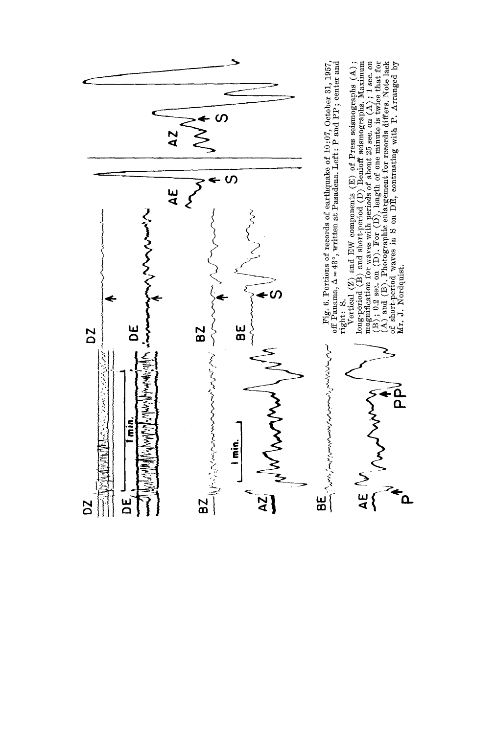Fig. 6. Portions of records of earthquake of 10:07, October 31, 1957, off Panama, $\Delta = 43°$, written at Pasadena. Left: P and PP; center and right: S.

Vertical (Z) and EW components (E) of Press seismographs (A); long-period (B) and short-period (D) Benioff seismographs. Maximum magnification for waves with periods of about 25 sec. on (A); 1 sec. on (B); 0.2 sec. on (D). For (D), length of one minute is twice that for (A) and (B). Photographic enlargement for records differs. Note lack of short-period waves in S on DE, contrasting with P. Arranged by Mr. J. Nordquist.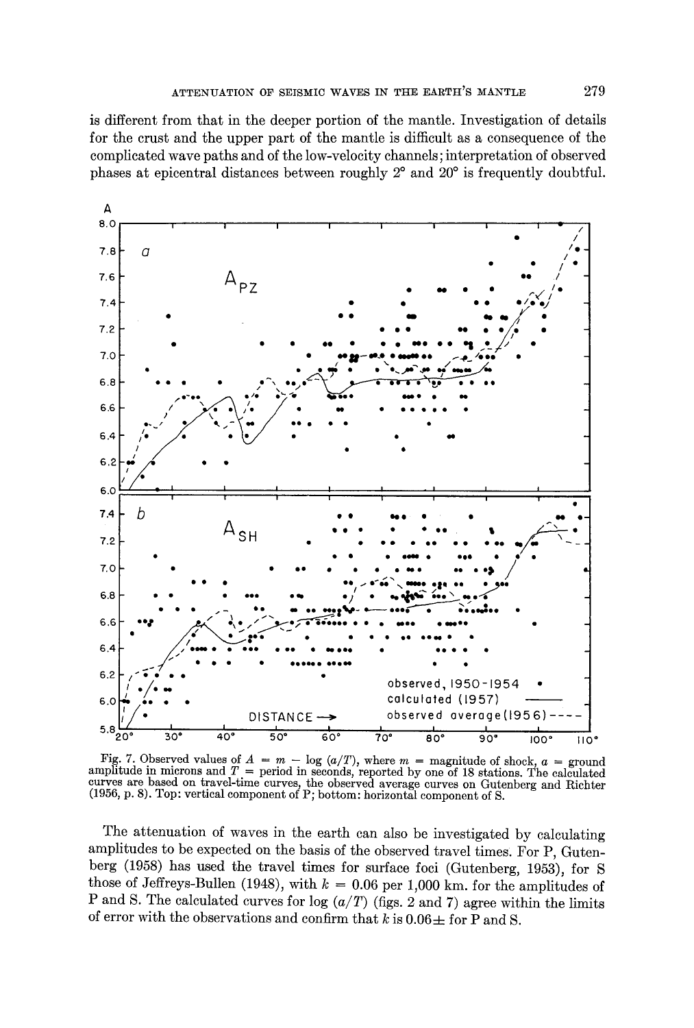is different from that in the deeper portion of the mantle. Investigation of details for the crust and the upper part of the mantle is difficult as a consequence of the complicated wave paths and of the low-velocity channels; interpretation of observed phases at epicentral distances between roughly 2° and 20° is frequently doubtful.

Fig. 7. Observed values of $A = m - \log (a/T)$, where $m$ = magnitude of shock, $a$ = ground amplitude in microns and $T$ = period in seconds, reported by one of 18 stations. The calculated curves are based on travel-time curves, the observed average curves on Gutenberg and Richter (1956, p. 8). Top: vertical component of P; bottom: horizontal component of S.

The attenuation of waves in the earth can also be investigated by calculating amplitudes to be expected on the basis of the observed travel times. For P, Gutenberg (1958) has used the travel times for surface foci (Gutenberg, 1953), for S those of Jeffreys-Bullen (1948), with $k = 0.06$ per 1,000 km. for the amplitudes of P and S. The calculated curves for $\log (a/T)$ (figs. 2 and 7) agree within the limits of error with the observations and confirm that $k$ is $0.06\pm$ for P and S.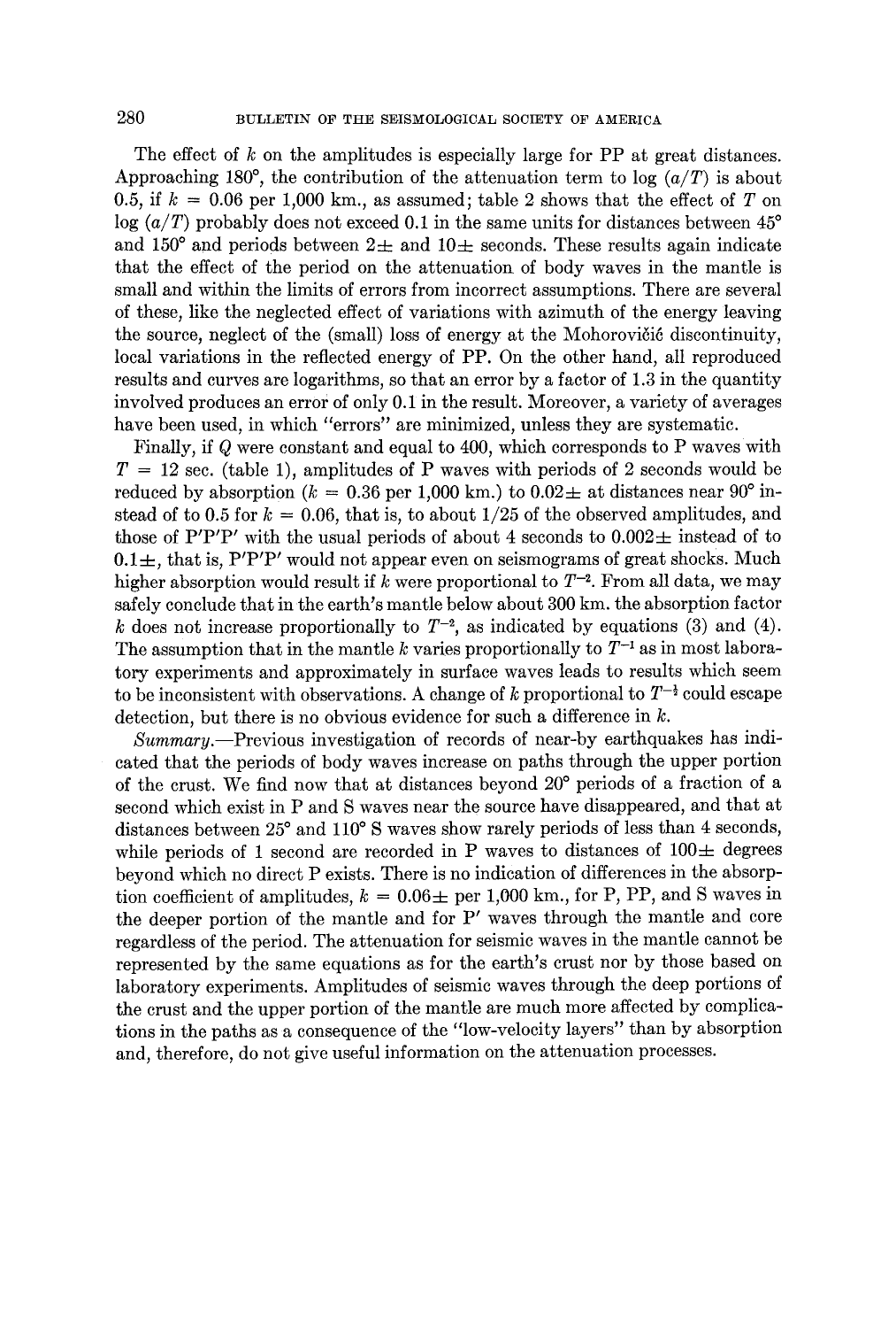The effect of $k$ on the amplitudes is especially large for PP at great distances. Approaching 180°, the contribution of the attenuation term to $\log (a/T)$ is about 0.5, if $k = 0.06$ per 1,000 km., as assumed; table 2 shows that the effect of $T$ on $\log (a/T)$ probably does not exceed 0.1 in the same units for distances between 45° and 150° and periods between 2± and 10± seconds. These results again indicate that the effect of the period on the attenuation of body waves in the mantle is small and within the limits of errors from incorrect assumptions. There are several of these, like the neglected effect of variations with azimuth of the energy leaving the source, neglect of the (small) loss of energy at the Mohorovičić discontinuity, local variations in the reflected energy of PP. On the other hand, all reproduced results and curves are logarithms, so that an error by a factor of 1.3 in the quantity involved produces an error of only 0.1 in the result. Moreover, a variety of averages have been used, in which "errors" are minimized, unless they are systematic.

Finally, if $Q$ were constant and equal to 400, which corresponds to P waves with $T = 12$ sec. (table 1), amplitudes of P waves with periods of 2 seconds would be reduced by absorption ($k = 0.36$ per 1,000 km.) to 0.02± at distances near 90° instead of to 0.5 for $k = 0.06$, that is, to about 1/25 of the observed amplitudes, and those of P′P′P′ with the usual periods of about 4 seconds to 0.002± instead of to 0.1±, that is, P′P′P′ would not appear even on seismograms of great shocks. Much higher absorption would result if $k$ were proportional to $T^{-2}$. From all data, we may safely conclude that in the earth's mantle below about 300 km. the absorption factor $k$ does not increase proportionally to $T^{-2}$, as indicated by equations (3) and (4). The assumption that in the mantle $k$ varies proportionally to $T^{-1}$ as in most laboratory experiments and approximately in surface waves leads to results which seem to be inconsistent with observations. A change of $k$ proportional to $T^{-\frac{1}{2}}$ could escape detection, but there is no obvious evidence for such a difference in $k$.

*Summary.*—Previous investigation of records of near-by earthquakes has indicated that the periods of body waves increase on paths through the upper portion of the crust. We find now that at distances beyond 20° periods of a fraction of a second which exist in P and S waves near the source have disappeared, and that at distances between 25° and 110° S waves show rarely periods of less than 4 seconds, while periods of 1 second are recorded in P waves to distances of 100± degrees beyond which no direct P exists. There is no indication of differences in the absorption coefficient of amplitudes, $k = 0.06±$ per 1,000 km., for P, PP, and S waves in the deeper portion of the mantle and for P′ waves through the mantle and core regardless of the period. The attenuation for seismic waves in the mantle cannot be represented by the same equations as for the earth's crust nor by those based on laboratory experiments. Amplitudes of seismic waves through the deep portions of the crust and the upper portion of the mantle are much more affected by complications in the paths as a consequence of the "low-velocity layers" than by absorption and, therefore, do not give useful information on the attenuation processes.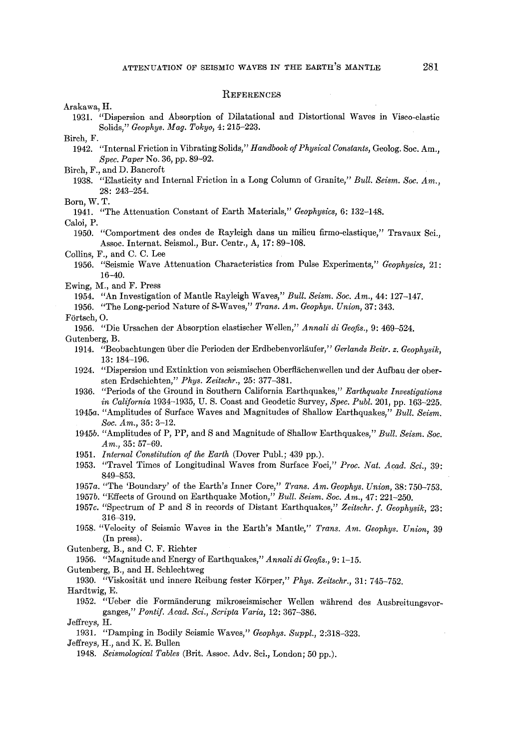## References

Arakawa, H.

1931. "Dispersion and Absorption of Dilatational and Distortional Waves in Visco-elastic Solids," *Geophys. Mag. Tokyo*, 4: 215–223.

Birch, F.

1942. "Internal Friction in Vibrating Solids," *Handbook of Physical Constants*, Geolog. Soc. Am., *Spec. Paper* No. 36, pp. 89–92.

Birch, F., and D. Bancroft

1938. "Elasticity and Internal Friction in a Long Column of Granite," *Bull. Seism. Soc. Am.*, 28: 243–254.

Born, W. T.

1941. "The Attenuation Constant of Earth Materials," *Geophysics*, 6: 132–148.

Caloi, P.

1950. "Comportment des ondes de Rayleigh dans un milieu firmo-elastique," Travaux Sci., Assoc. Internat. Seismol., Bur. Centr., A, 17: 89–108.

Collins, F., and C. C. Lee

1956. "Seismic Wave Attenuation Characteristics from Pulse Experiments," *Geophysics*, 21: 16–40.

Ewing, M., and F. Press

1954. "An Investigation of Mantle Rayleigh Waves," *Bull. Seism. Soc. Am.*, 44: 127–147.

1956. "The Long-period Nature of S-Waves," *Trans. Am. Geophys. Union*, 37: 343.

Förtsch, O.

1956. "Die Ursachen der Absorption elastischer Wellen," *Annali di Geofis.*, 9: 469–524.

Gutenberg, B.

1914. "Beobachtungen über die Perioden der Erdbebenvorläufer," *Gerlands Beitr. z. Geophysik*, 13: 184–196.

1924. "Dispersion und Extinktion von seismischen Oberflächenwellen und der Aufbau der obersten Erdschichten," *Phys. Zeitschr.*, 25: 377–381.

1936. "Periods of the Ground in Southern California Earthquakes," *Earthquake Investigations in California* 1934–1935, U. S. Coast and Geodetic Survey, *Spec. Publ.* 201, pp. 163–225.

1945*a*. "Amplitudes of Surface Waves and Magnitudes of Shallow Earthquakes," *Bull. Seism. Soc. Am.*, 35: 3–12.

1945*b*. "Amplitudes of P, PP, and S and Magnitude of Shallow Earthquakes," *Bull. Seism. Soc. Am.*, 35: 57–69.

1951. *Internal Constitution of the Earth* (Dover Publ.; 439 pp.).

1953. "Travel Times of Longitudinal Waves from Surface Foci," *Proc. Nat. Acad. Sci.*, 39: 849–853.

1957*a*. "The 'Boundary' of the Earth's Inner Core," *Trans. Am. Geophys. Union*, 38: 750–753.

1957*b*. "Effects of Ground on Earthquake Motion," *Bull. Seism. Soc. Am.*, 47: 221–250.

1957*c*. "Spectrum of P and S in records of Distant Earthquakes," *Zeitschr. f. Geophysik*, 23: 316–319.

1958. "Velocity of Seismic Waves in the Earth's Mantle," *Trans. Am. Geophys. Union*, 39 (In press).

Gutenberg, B., and C. F. Richter

1956. "Magnitude and Energy of Earthquakes," *Annali di Geofis.*, 9: 1–15.

Gutenberg, B., and H. Schlechtweg

1930. "Viskosität und innere Reibung fester Körper," *Phys. Zeitschr.*, 31: 745–752.

Hardtwig, E.

1952. "Ueber die Formänderung mikroseismischer Wellen während des Ausbreitungsvorganges," *Pontif. Acad. Sci., Scripta Varia*, 12: 367–386.

Jeffreys, H.

1931. "Damping in Bodily Seismic Waves," *Geophys. Suppl.*, 2:318–323.

Jeffreys, H., and K. E. Bullen

1948. *Seismological Tables* (Brit. Assoc. Adv. Sci., London; 50 pp.).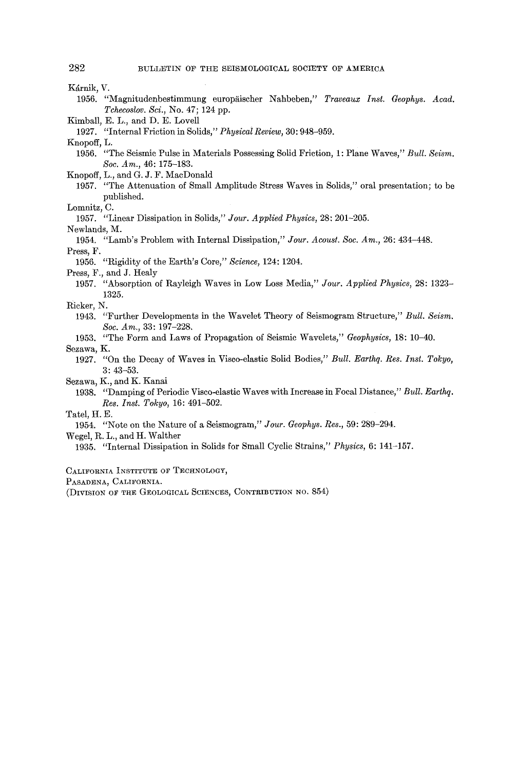Kárnik, V.

1956. "Magnitudenbestimmung europäischer Nahbeben," *Traveaux Inst. Geophys. Acad. Tchecoslov. Sci.*, No. 47; 124 pp.

Kimball, E. L., and D. E. Lovell

1927. "Internal Friction in Solids," *Physical Review*, 30: 948–959.

Knopoff, L.

1956. "The Seismic Pulse in Materials Possessing Solid Friction, 1: Plane Waves," *Bull. Seism. Soc. Am.*, 46: 175–183.

Knopoff, L., and G. J. F. MacDonald

1957. "The Attenuation of Small Amplitude Stress Waves in Solids," oral presentation; to be published.

Lomnitz, C.

1957. "Linear Dissipation in Solids," *Jour. Applied Physics*, 28: 201–205.

Newlands, M.

1954. "Lamb's Problem with Internal Dissipation," *Jour. Acoust. Soc. Am.*, 26: 434–448.

Press, F.

1956. "Rigidity of the Earth's Core," *Science*, 124: 1204.

Press, F., and J. Healy

1957. "Absorption of Rayleigh Waves in Low Loss Media," *Jour. Applied Physics*, 28: 1323–1325.

Ricker, N.

1943. "Further Developments in the Wavelet Theory of Seismogram Structure," *Bull. Seism. Soc. Am.*, 33: 197–228.

1953. "The Form and Laws of Propagation of Seismic Wavelets," *Geophysics*, 18: 10–40.

Sezawa, K.

1927. "On the Decay of Waves in Visco-elastic Solid Bodies," *Bull. Earthq. Res. Inst. Tokyo*, 3: 43–53.

Sezawa, K., and K. Kanai

1938. "Damping of Periodic Visco-elastic Waves with Increase in Focal Distance," *Bull. Earthq. Res. Inst. Tokyo*, 16: 491–502.

Tatel, H. E.

1954. "Note on the Nature of a Seismogram," *Jour. Geophys. Res.*, 59: 289–294.

Wegel, R. L., and H. Walther

1935. "Internal Dissipation in Solids for Small Cyclic Strains," *Physics*, 6: 141–157.

California Institute of Technology,
Pasadena, California.
(Division of the Geological Sciences, Contribution no. 854)